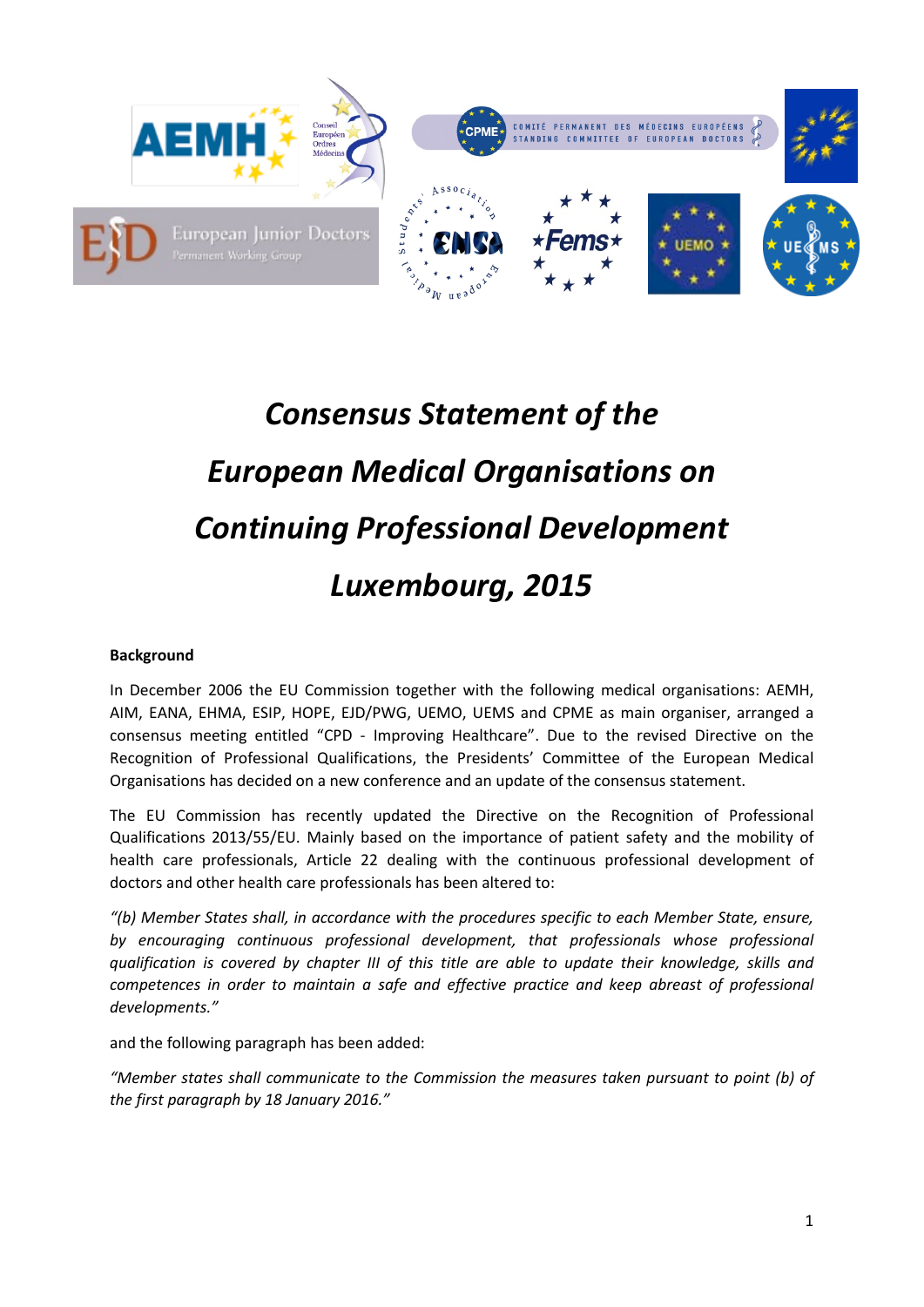# *Consensus Statement of the European Medical Organisations on Continuing Professional Development Luxembourg, 2015*

**Background**

In December 2006 the EU Commission together with the following medical organisations: AEMH, AIM, EANA, EHMA, ESIP, HOPE, EJD/PWG, UEMO, UEMS and CPME as main organiser, arranged a consensus meeting entitled "CPD - Improving Healthcare". Due to the revised Directive on the Recognition of Professional Qualifications, the Presidents' Committee of the European Medical Organisations has decided on a new conference and an update of the consensus statement.

The EU Commission has recently updated the Directive on the Recognition of Professional Qualifications 2013/55/EU. Mainly based on the importance of patient safety and the mobility of health care professionals, Article 22 dealing with the continuous professional development of doctors and other health care professionals has been altered to:

*"(b) Member States shall, in accordance with the procedures specific to each Member State, ensure, by encouraging continuous professional development, that professionals whose professional qualification is covered by chapter III of this title are able to update their knowledge, skills and competences in order to maintain a safe and effective practice and keep abreast of professional developments."*

and the following paragraph has been added:

*"Member states shall communicate to the Commission the measures taken pursuant to point (b) of the first paragraph by 18 January 2016."*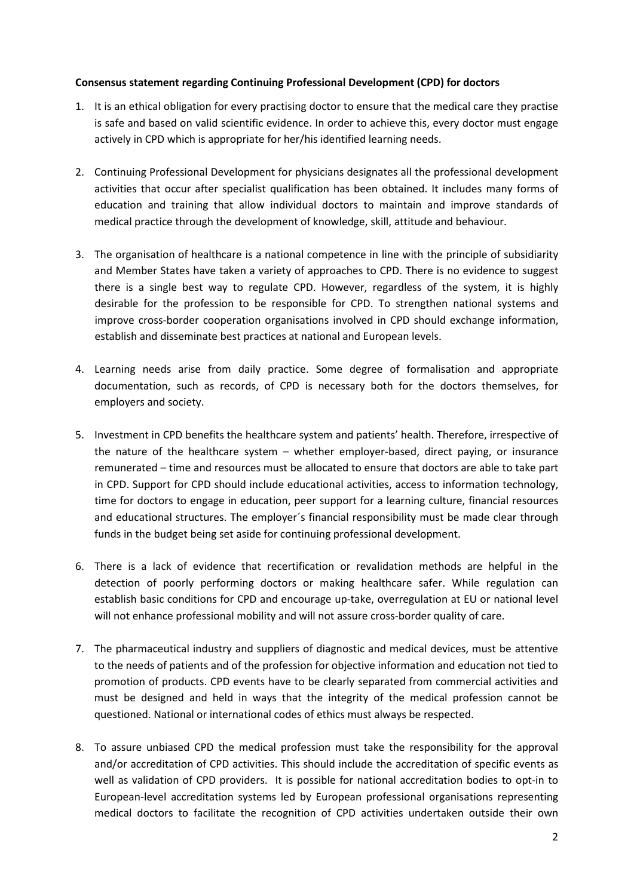**Consensus statement regarding Continuing Professional Development (CPD) for doctors**

1. It is an ethical obligation for every practising doctor to ensure that the medical care they practise is safe and based on valid scientific evidence. In order to achieve this, every doctor must engage actively in CPD which is appropriate for her/his identified learning needs.

2. Continuing Professional Development for physicians designates all the professional development activities that occur after specialist qualification has been obtained. It includes many forms of education and training that allow individual doctors to maintain and improve standards of medical practice through the development of knowledge, skill, attitude and behaviour.

3. The organisation of healthcare is a national competence in line with the principle of subsidiarity and Member States have taken a variety of approaches to CPD. There is no evidence to suggest there is a single best way to regulate CPD. However, regardless of the system, it is highly desirable for the profession to be responsible for CPD. To strengthen national systems and improve cross-border cooperation organisations involved in CPD should exchange information, establish and disseminate best practices at national and European levels.

4. Learning needs arise from daily practice. Some degree of formalisation and appropriate documentation, such as records, of CPD is necessary both for the doctors themselves, for employers and society.

5. Investment in CPD benefits the healthcare system and patients' health. Therefore, irrespective of the nature of the healthcare system – whether employer-based, direct paying, or insurance remunerated – time and resources must be allocated to ensure that doctors are able to take part in CPD. Support for CPD should include educational activities, access to information technology, time for doctors to engage in education, peer support for a learning culture, financial resources and educational structures. The employer´s financial responsibility must be made clear through funds in the budget being set aside for continuing professional development.

6. There is a lack of evidence that recertification or revalidation methods are helpful in the detection of poorly performing doctors or making healthcare safer. While regulation can establish basic conditions for CPD and encourage up-take, overregulation at EU or national level will not enhance professional mobility and will not assure cross-border quality of care.

7. The pharmaceutical industry and suppliers of diagnostic and medical devices, must be attentive to the needs of patients and of the profession for objective information and education not tied to promotion of products. CPD events have to be clearly separated from commercial activities and must be designed and held in ways that the integrity of the medical profession cannot be questioned. National or international codes of ethics must always be respected.

8. To assure unbiased CPD the medical profession must take the responsibility for the approval and/or accreditation of CPD activities. This should include the accreditation of specific events as well as validation of CPD providers. It is possible for national accreditation bodies to opt-in to European-level accreditation systems led by European professional organisations representing medical doctors to facilitate the recognition of CPD activities undertaken outside their own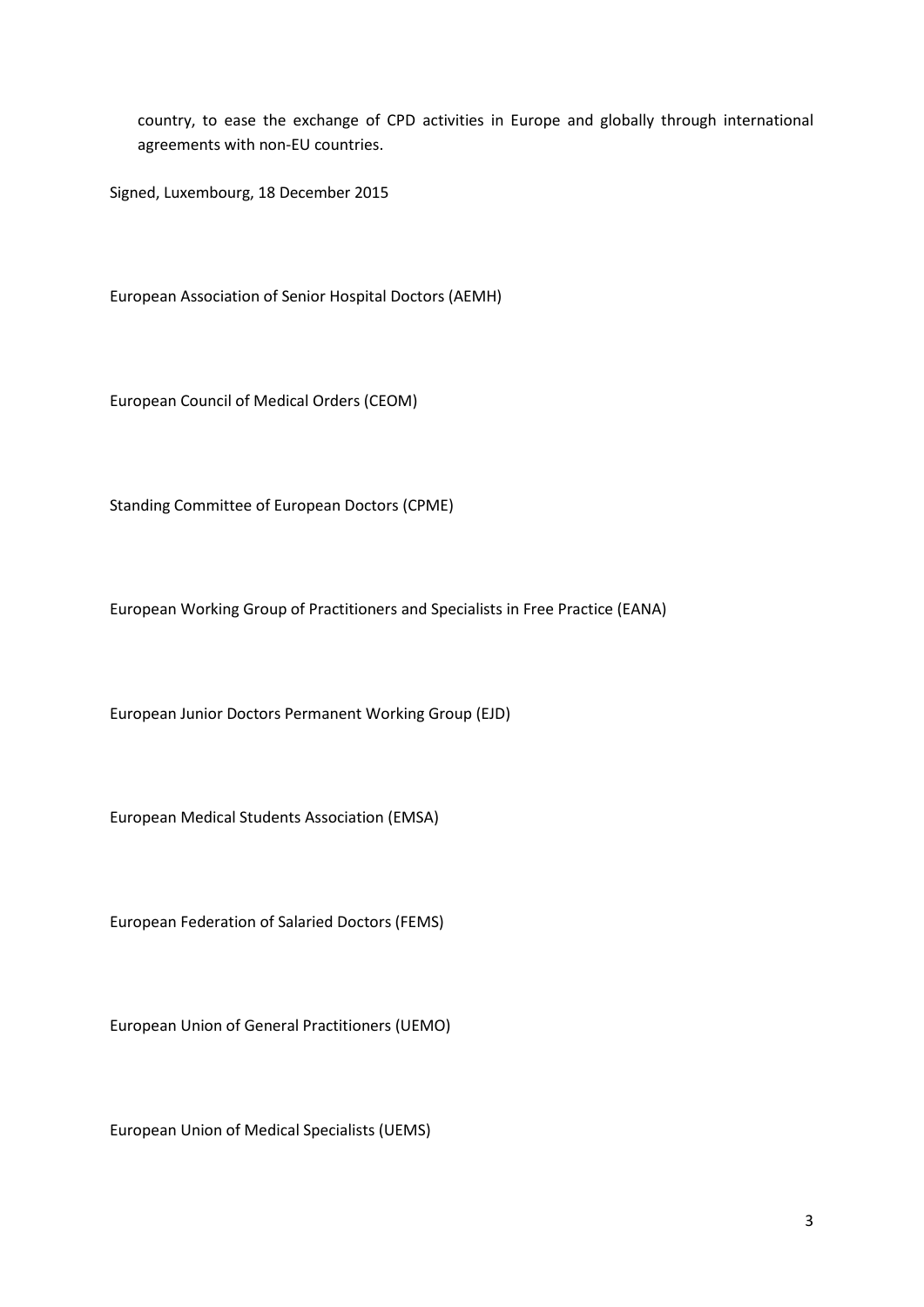country, to ease the exchange of CPD activities in Europe and globally through international agreements with non-EU countries.

Signed, Luxembourg, 18 December 2015

European Association of Senior Hospital Doctors (AEMH)

European Council of Medical Orders (CEOM)

Standing Committee of European Doctors (CPME)

European Working Group of Practitioners and Specialists in Free Practice (EANA)

European Junior Doctors Permanent Working Group (EJD)

European Medical Students Association (EMSA)

European Federation of Salaried Doctors (FEMS)

European Union of General Practitioners (UEMO)

European Union of Medical Specialists (UEMS)